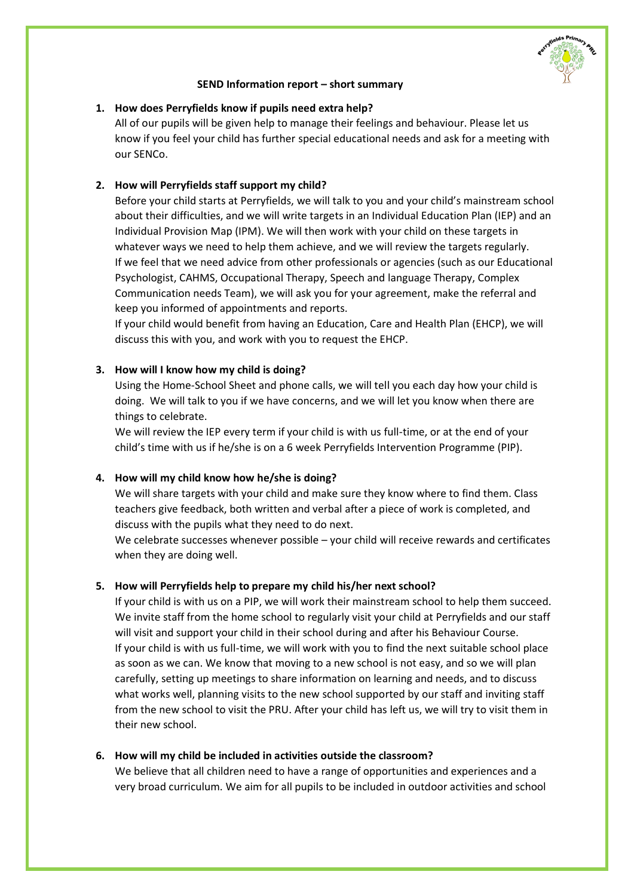## SEND Information report – short summary

1. **How does Perryfields know if pupils need extra help?**

   All of our pupils will be given help to manage their feelings and behaviour. Please let us know if you feel your child has further special educational needs and ask for a meeting with our SENCo.

2. **How will Perryfields staff support my child?**

   Before your child starts at Perryfields, we will talk to you and your child's mainstream school about their difficulties, and we will write targets in an Individual Education Plan (IEP) and an Individual Provision Map (IPM). We will then work with your child on these targets in whatever ways we need to help them achieve, and we will review the targets regularly.
   If we feel that we need advice from other professionals or agencies (such as our Educational Psychologist, CAHMS, Occupational Therapy, Speech and language Therapy, Complex Communication needs Team), we will ask you for your agreement, make the referral and keep you informed of appointments and reports.
   If your child would benefit from having an Education, Care and Health Plan (EHCP), we will discuss this with you, and work with you to request the EHCP.

3. **How will I know how my child is doing?**

   Using the Home-School Sheet and phone calls, we will tell you each day how your child is doing. We will talk to you if we have concerns, and we will let you know when there are things to celebrate.
   We will review the IEP every term if your child is with us full-time, or at the end of your child's time with us if he/she is on a 6 week Perryfields Intervention Programme (PIP).

4. **How will my child know how he/she is doing?**

   We will share targets with your child and make sure they know where to find them. Class teachers give feedback, both written and verbal after a piece of work is completed, and discuss with the pupils what they need to do next.
   We celebrate successes whenever possible – your child will receive rewards and certificates when they are doing well.

5. **How will Perryfields help to prepare my child his/her next school?**

   If your child is with us on a PIP, we will work their mainstream school to help them succeed. We invite staff from the home school to regularly visit your child at Perryfields and our staff will visit and support your child in their school during and after his Behaviour Course.
   If your child is with us full-time, we will work with you to find the next suitable school place as soon as we can. We know that moving to a new school is not easy, and so we will plan carefully, setting up meetings to share information on learning and needs, and to discuss what works well, planning visits to the new school supported by our staff and inviting staff from the new school to visit the PRU. After your child has left us, we will try to visit them in their new school.

6. **How will my child be included in activities outside the classroom?**

   We believe that all children need to have a range of opportunities and experiences and a very broad curriculum. We aim for all pupils to be included in outdoor activities and school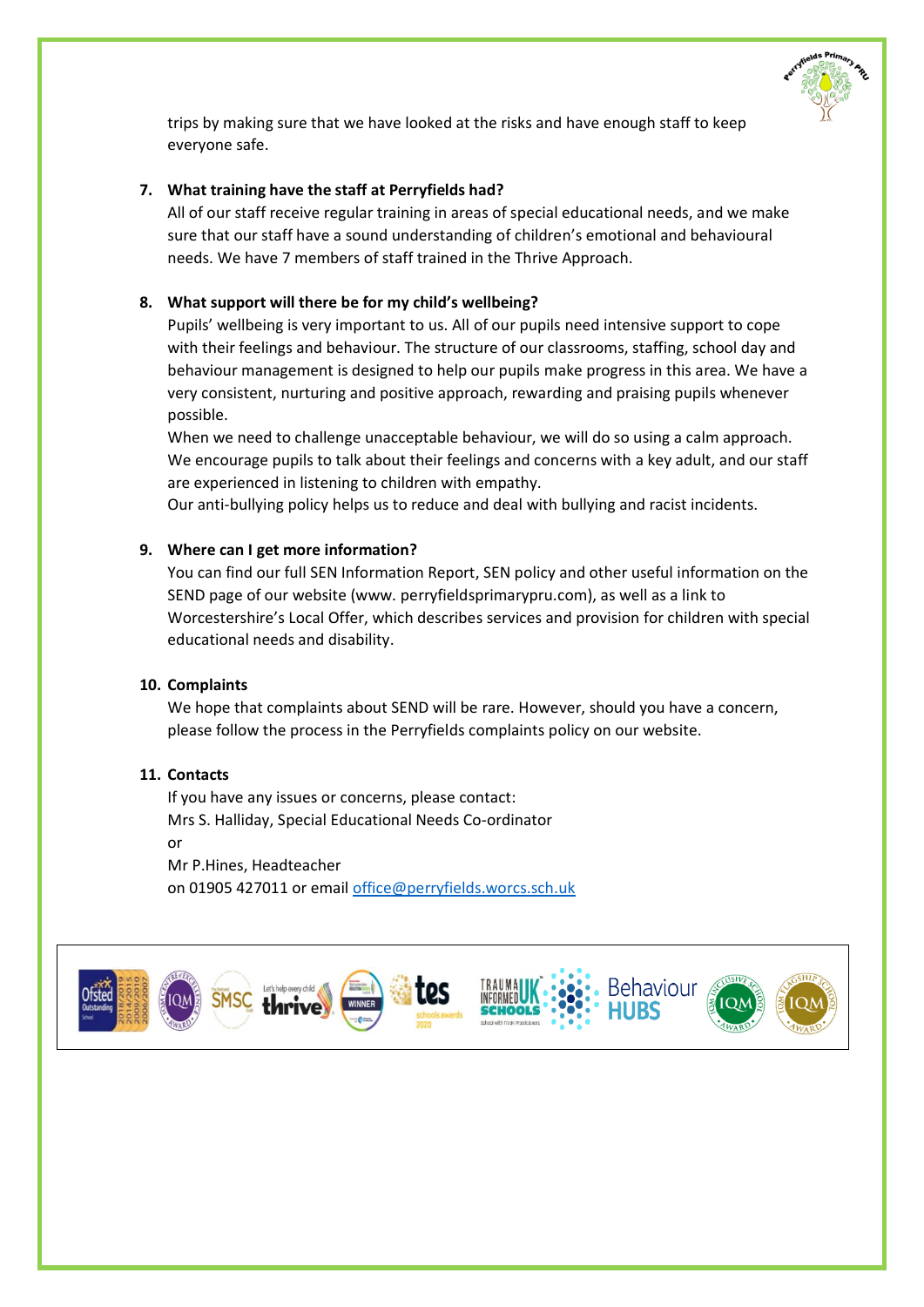trips by making sure that we have looked at the risks and have enough staff to keep everyone safe.

7. **What training have the staff at Perryfields had?**
   All of our staff receive regular training in areas of special educational needs, and we make sure that our staff have a sound understanding of children's emotional and behavioural needs. We have 7 members of staff trained in the Thrive Approach.

8. **What support will there be for my child's wellbeing?**
   Pupils' wellbeing is very important to us. All of our pupils need intensive support to cope with their feelings and behaviour. The structure of our classrooms, staffing, school day and behaviour management is designed to help our pupils make progress in this area. We have a very consistent, nurturing and positive approach, rewarding and praising pupils whenever possible.
   When we need to challenge unacceptable behaviour, we will do so using a calm approach. We encourage pupils to talk about their feelings and concerns with a key adult, and our staff are experienced in listening to children with empathy.
   Our anti-bullying policy helps us to reduce and deal with bullying and racist incidents.

9. **Where can I get more information?**
   You can find our full SEN Information Report, SEN policy and other useful information on the SEND page of our website (www. perryfieldsprimarypru.com), as well as a link to Worcestershire's Local Offer, which describes services and provision for children with special educational needs and disability.

10. **Complaints**
    We hope that complaints about SEND will be rare. However, should you have a concern, please follow the process in the Perryfields complaints policy on our website.

11. **Contacts**
    If you have any issues or concerns, please contact:
    Mrs S. Halliday, Special Educational Needs Co-ordinator
    or
    Mr P.Hines, Headteacher
    on 01905 427011 or email office@perryfields.worcs.sch.uk